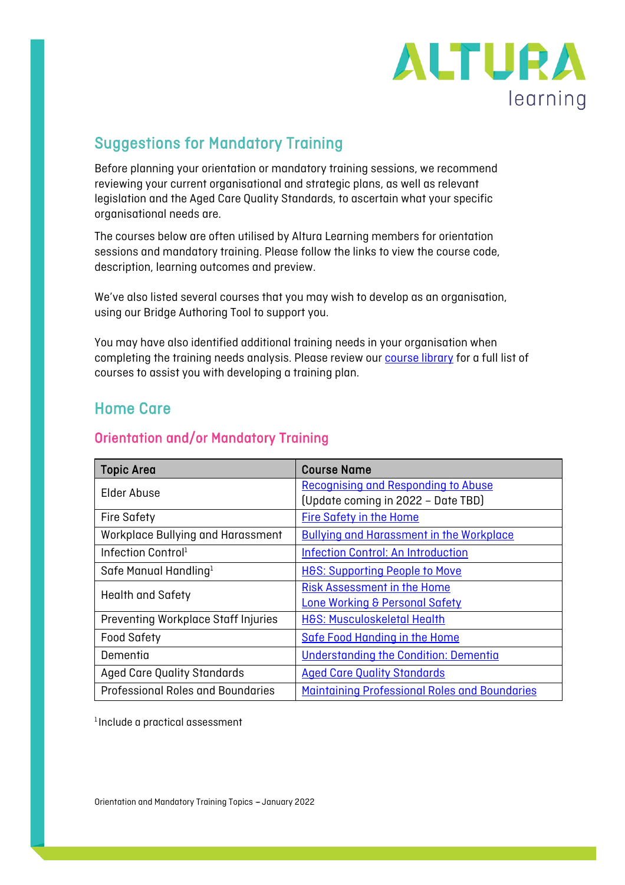## Suggestions for Mandatory Training

Before planning your orientation or mandatory training sessions, we recommend reviewing your current organisational and strategic plans, as well as relevant legislation and the Aged Care Quality Standards, to ascertain what your specific organisational needs are.

The courses below are often utilised by Altura Learning members for orientation sessions and mandatory training. Please follow the links to view the course code, description, learning outcomes and preview.

We've also listed several courses that you may wish to develop as an organisation, using our Bridge Authoring Tool to support you.

You may have also identified additional training needs in your organisation when completing the training needs analysis. Please review our course library for a full list of courses to assist you with developing a training plan.

## Home Care

### Orientation and/or Mandatory Training

| Topic Area | Course Name |
| --- | --- |
| Elder Abuse | Recognising and Responding to Abuse<br>(Update coming in 2022 – Date TBD) |
| Fire Safety | Fire Safety in the Home |
| Workplace Bullying and Harassment | Bullying and Harassment in the Workplace |
| Infection Control[1] | Infection Control: An Introduction |
| Safe Manual Handling[1] | H&S: Supporting People to Move |
| Health and Safety | Risk Assessment in the Home<br>Lone Working & Personal Safety |
| Preventing Workplace Staff Injuries | H&S: Musculoskeletal Health |
| Food Safety | Safe Food Handing in the Home |
| Dementia | Understanding the Condition: Dementia |
| Aged Care Quality Standards | Aged Care Quality Standards |
| Professional Roles and Boundaries | Maintaining Professional Roles and Boundaries |

[1] Include a practical assessment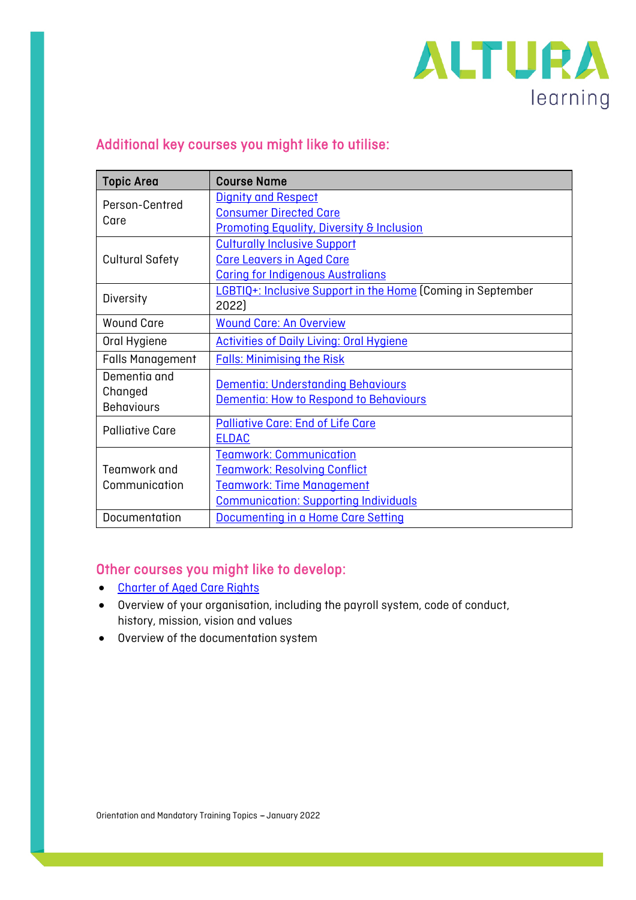## Additional key courses you might like to utilise:

| Topic Area | Course Name |
|---|---|
| Person-Centred Care | Dignity and Respect<br>Consumer Directed Care<br>Promoting Equality, Diversity & Inclusion |
| Cultural Safety | Culturally Inclusive Support<br>Care Leavers in Aged Care<br>Caring for Indigenous Australians |
| Diversity | LGBTIQ+: Inclusive Support in the Home (Coming in September 2022) |
| Wound Care | Wound Care: An Overview |
| Oral Hygiene | Activities of Daily Living: Oral Hygiene |
| Falls Management | Falls: Minimising the Risk |
| Dementia and Changed Behaviours | Dementia: Understanding Behaviours<br>Dementia: How to Respond to Behaviours |
| Palliative Care | Palliative Care: End of Life Care<br>ELDAC |
| Teamwork and Communication | Teamwork: Communication<br>Teamwork: Resolving Conflict<br>Teamwork: Time Management<br>Communication: Supporting Individuals |
| Documentation | Documenting in a Home Care Setting |

## Other courses you might like to develop:

- Charter of Aged Care Rights
- Overview of your organisation, including the payroll system, code of conduct, history, mission, vision and values
- Overview of the documentation system